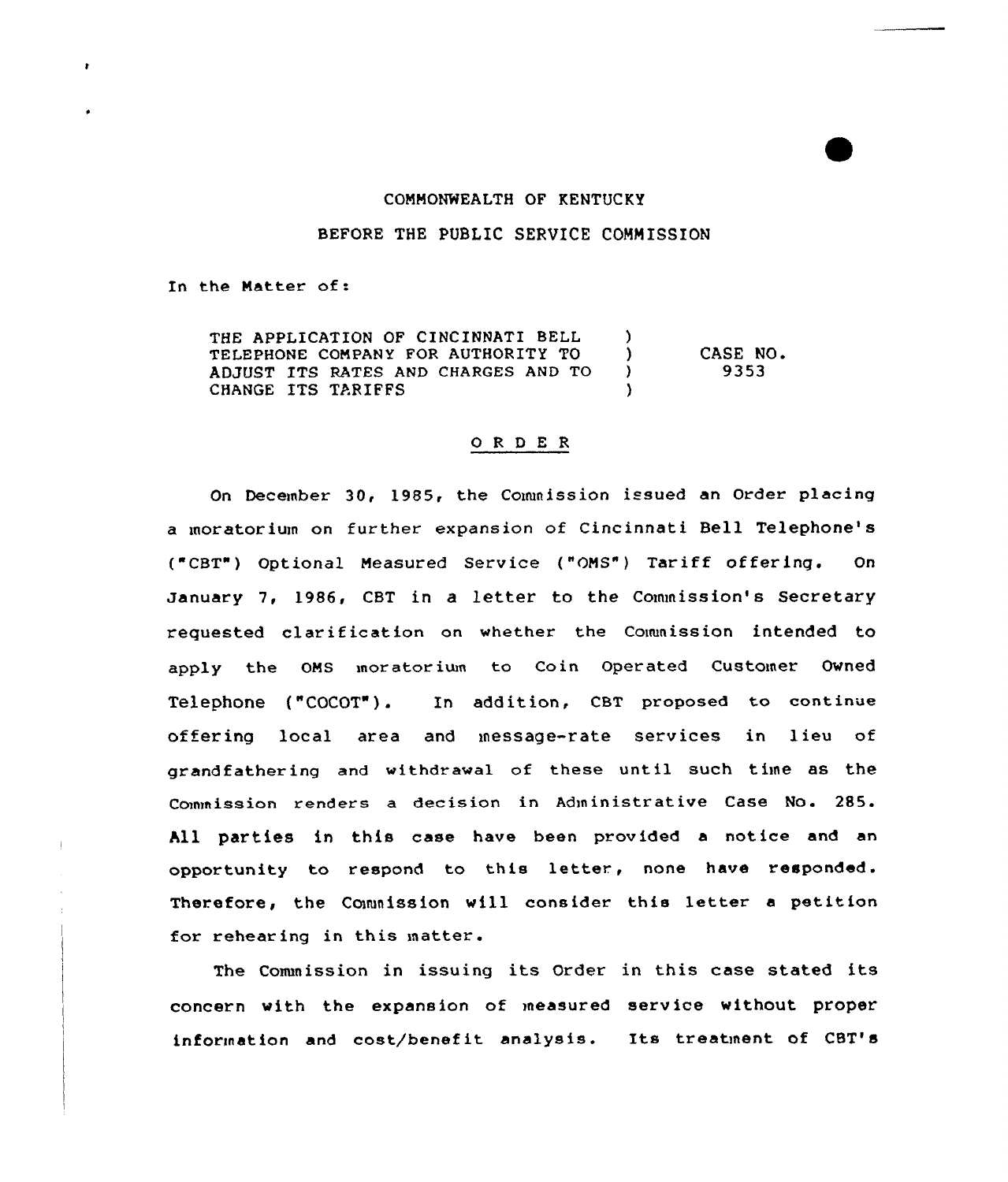COMMONWEALTH OF KENTUCKY

BEFORE THE PUBLIC SERVICE COMMISSION

In the Matter of:

THE APPLICATION OF CINCINNATI BELL TELEPHONE COMPANY FOR AUTHORITY TO ADJUST ITS RATES AND CHARGES AND TO CHANGE ITS TARIFFS ) CASE NO. 9353

O R D E R

On December 30, 1985, the Commission issued an Order placing a moratorium on further expansion of Cincinnati Bell Telephone's ("CBT") Optional Measured Service ("OMS") Tariff offering. On January 7, 1986, CBT in a letter to the Commission's Secretary requested clarification on whether the Commission intended to apply the OMS moratorium to Coin Operated Customer Owned Telephone ("COCOT"). In addition, CBT proposed to continue offering local area and message-rate services in lieu of grandfathering and withdrawal of these until such time as the Commission renders a decision in Administrative Case No. 285. All parties in this case have been provided a notice and an opportunity to respond to this letter, none have responded. Therefore, the Commission will consider this letter a petition for rehearing in this matter.

The Commission in issuing its Order in this case stated its concern with the expansion of measured service without proper information and cost/benefit analysis. Its treatment of CBT's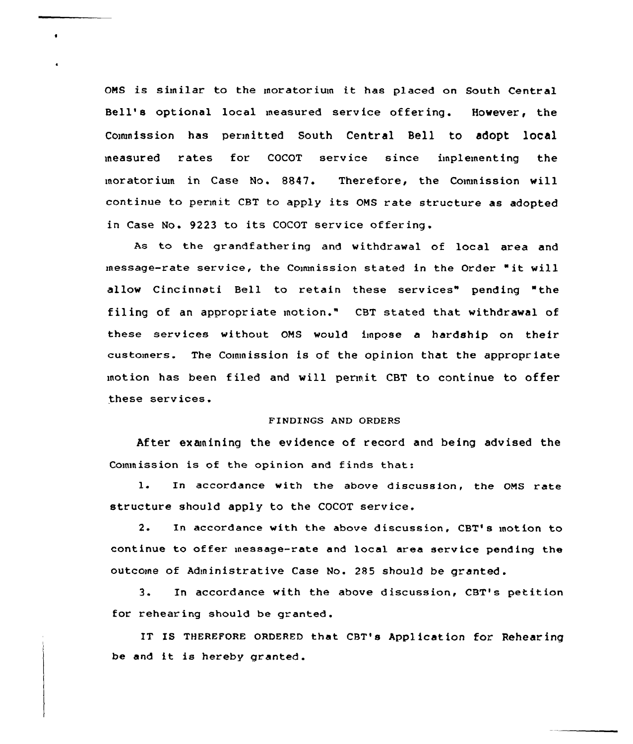OMS is similar to the moratorium it has placed on South Central Bell's optional local measured service offering. However, the Commission has permitted South Central Bell to adopt local measured rates for COCOT service since implementing the moratorium in Case No. 8847. Therefore, the Commission will continue to permit CBT to apply its OMS rate structure as adopted in Case No. 9223 to its COCOT service offering.

As to the grandfathering and withdrawal of local area and message-rate service, the Commission stated in the Order "it will allow Cincinnati Bell to retain these services" pending "the filing of an appropriate motion." CBT stated that withdrawal of these services without OMS would impose a hardship on their customers. The Commission is of the opinion that the appropriate motion has been filed and will permit CBT to continue to offer these services.

FINDINGS AND ORDERS

After examining the evidence of record and being advised the Commission is of the opinion and finds that:

1. In accordance with the above discussion, the OMS rate structure should apply to the COCOT service.

2. In accordance with the above discussion, CBT's motion to continue to offer message-rate and local area service pending the outcome of Administrative Case No. 285 should be granted.

3. In accordance with the above discussion, CBT's petition for rehearing should be granted.

IT IS THEREFORE ORDERED that CBT's Application for Rehearing be and it is hereby granted.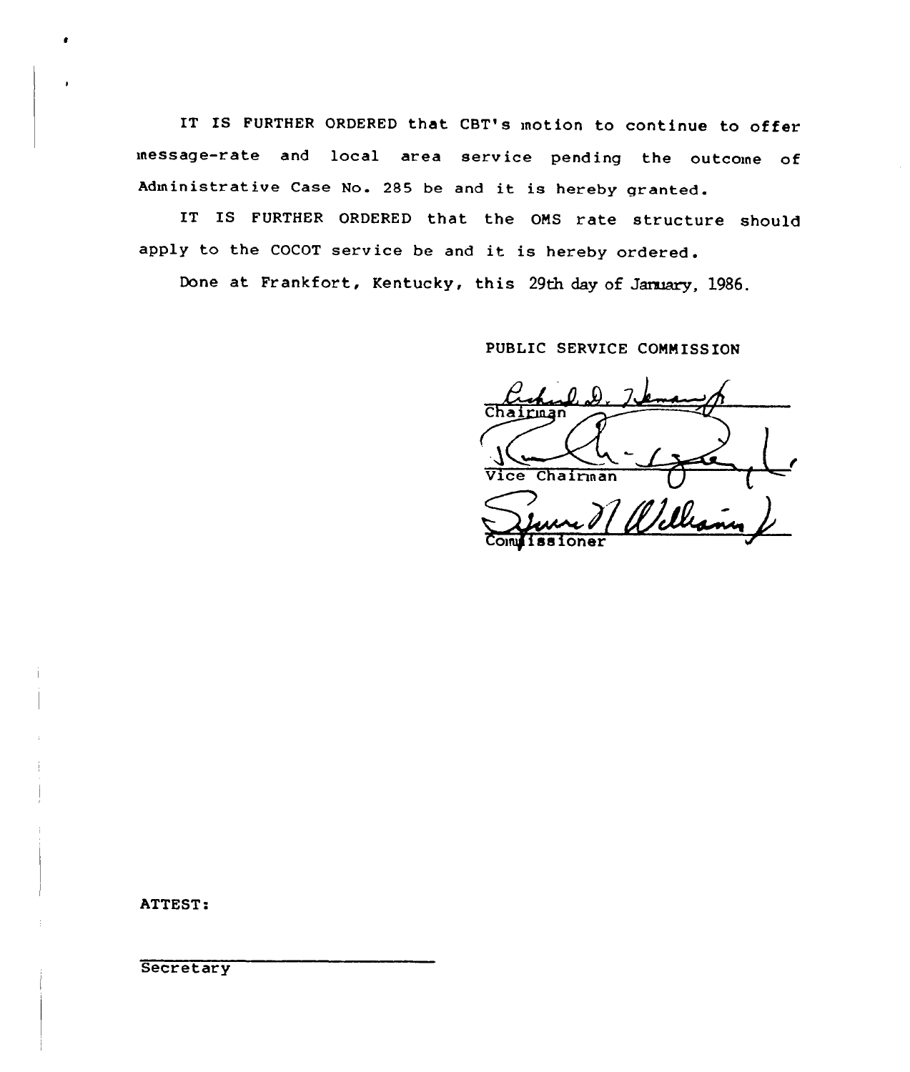IT IS FURTHER ORDERED that CBT's motion to continue to offer message-rate and local area service pending the outcome of Administrative Case No. 285 be and it is hereby granted.

IT IS FURTHER ORDERED that the OMS rate structure should apply to the COCOT service be and it is hereby ordered.

Done at Frankfort, Kentucky, this 29th day of January, 1986.

PUBLIC SERVICE COMMISSION

Chairman

Vice Chairman

Commissioner

ATTEST:

Secretary